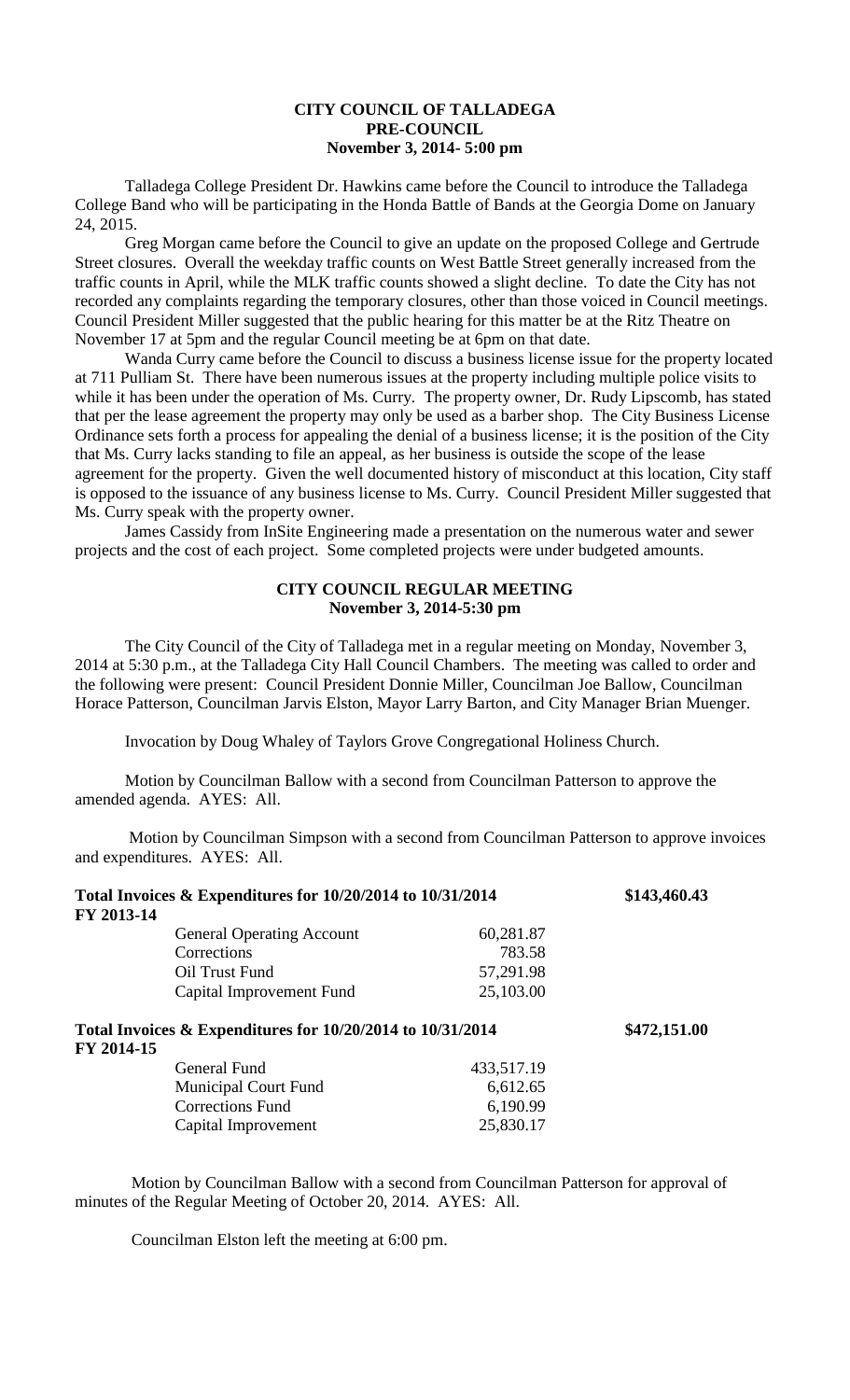**CITY COUNCIL OF TALLADEGA**
**PRE-COUNCIL**
**November 3, 2014- 5:00 pm**

Talladega College President Dr. Hawkins came before the Council to introduce the Talladega College Band who will be participating in the Honda Battle of Bands at the Georgia Dome on January 24, 2015.

Greg Morgan came before the Council to give an update on the proposed College and Gertrude Street closures. Overall the weekday traffic counts on West Battle Street generally increased from the traffic counts in April, while the MLK traffic counts showed a slight decline. To date the City has not recorded any complaints regarding the temporary closures, other than those voiced in Council meetings. Council President Miller suggested that the public hearing for this matter be at the Ritz Theatre on November 17 at 5pm and the regular Council meeting be at 6pm on that date.

Wanda Curry came before the Council to discuss a business license issue for the property located at 711 Pulliam St. There have been numerous issues at the property including multiple police visits to while it has been under the operation of Ms. Curry. The property owner, Dr. Rudy Lipscomb, has stated that per the lease agreement the property may only be used as a barber shop. The City Business License Ordinance sets forth a process for appealing the denial of a business license; it is the position of the City that Ms. Curry lacks standing to file an appeal, as her business is outside the scope of the lease agreement for the property. Given the well documented history of misconduct at this location, City staff is opposed to the issuance of any business license to Ms. Curry. Council President Miller suggested that Ms. Curry speak with the property owner.

James Cassidy from InSite Engineering made a presentation on the numerous water and sewer projects and the cost of each project. Some completed projects were under budgeted amounts.

**CITY COUNCIL REGULAR MEETING**
**November 3, 2014-5:30 pm**

The City Council of the City of Talladega met in a regular meeting on Monday, November 3, 2014 at 5:30 p.m., at the Talladega City Hall Council Chambers. The meeting was called to order and the following were present: Council President Donnie Miller, Councilman Joe Ballow, Councilman Horace Patterson, Councilman Jarvis Elston, Mayor Larry Barton, and City Manager Brian Muenger.

Invocation by Doug Whaley of Taylors Grove Congregational Holiness Church.

Motion by Councilman Ballow with a second from Councilman Patterson to approve the amended agenda. AYES: All.

Motion by Councilman Simpson with a second from Councilman Patterson to approve invoices and expenditures. AYES: All.

| **Total Invoices & Expenditures for 10/20/2014 to 10/31/2014** | | **\$143,460.43** |
|---|---|---|
| **FY 2013-14** | | |
| General Operating Account | 60,281.87 | |
| Corrections | 783.58 | |
| Oil Trust Fund | 57,291.98 | |
| Capital Improvement Fund | 25,103.00 | |

| **Total Invoices & Expenditures for 10/20/2014 to 10/31/2014** | | **\$472,151.00** |
|---|---|---|
| **FY 2014-15** | | |
| General Fund | 433,517.19 | |
| Municipal Court Fund | 6,612.65 | |
| Corrections Fund | 6,190.99 | |
| Capital Improvement | 25,830.17 | |

Motion by Councilman Ballow with a second from Councilman Patterson for approval of minutes of the Regular Meeting of October 20, 2014. AYES: All.

Councilman Elston left the meeting at 6:00 pm.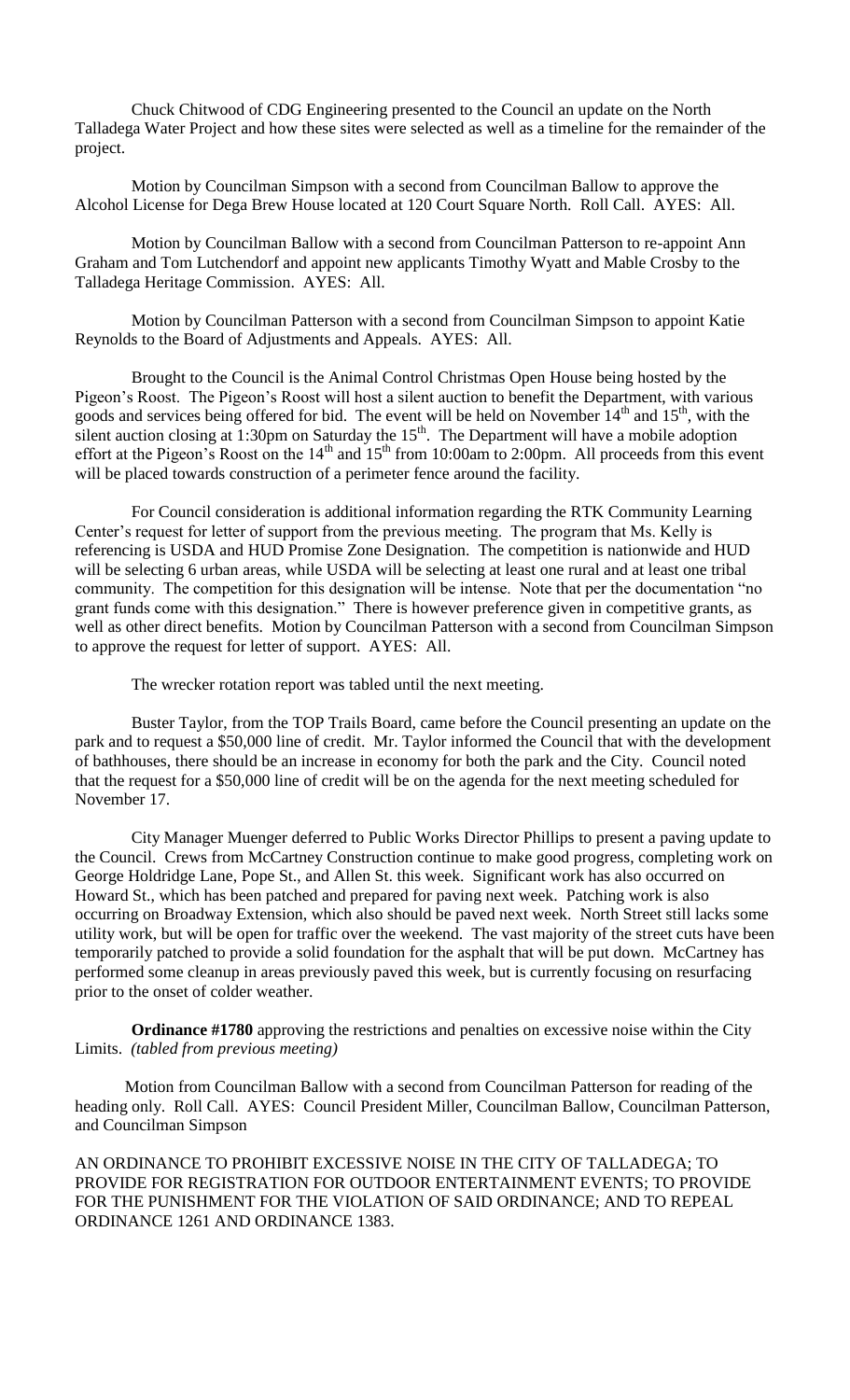Chuck Chitwood of CDG Engineering presented to the Council an update on the North Talladega Water Project and how these sites were selected as well as a timeline for the remainder of the project.

Motion by Councilman Simpson with a second from Councilman Ballow to approve the Alcohol License for Dega Brew House located at 120 Court Square North. Roll Call. AYES: All.

Motion by Councilman Ballow with a second from Councilman Patterson to re-appoint Ann Graham and Tom Lutchendorf and appoint new applicants Timothy Wyatt and Mable Crosby to the Talladega Heritage Commission. AYES: All.

Motion by Councilman Patterson with a second from Councilman Simpson to appoint Katie Reynolds to the Board of Adjustments and Appeals. AYES: All.

Brought to the Council is the Animal Control Christmas Open House being hosted by the Pigeon's Roost. The Pigeon's Roost will host a silent auction to benefit the Department, with various goods and services being offered for bid. The event will be held on November 14th and 15th, with the silent auction closing at 1:30pm on Saturday the 15th. The Department will have a mobile adoption effort at the Pigeon's Roost on the 14th and 15th from 10:00am to 2:00pm. All proceeds from this event will be placed towards construction of a perimeter fence around the facility.

For Council consideration is additional information regarding the RTK Community Learning Center's request for letter of support from the previous meeting. The program that Ms. Kelly is referencing is USDA and HUD Promise Zone Designation. The competition is nationwide and HUD will be selecting 6 urban areas, while USDA will be selecting at least one rural and at least one tribal community. The competition for this designation will be intense. Note that per the documentation "no grant funds come with this designation." There is however preference given in competitive grants, as well as other direct benefits. Motion by Councilman Patterson with a second from Councilman Simpson to approve the request for letter of support. AYES: All.

The wrecker rotation report was tabled until the next meeting.

Buster Taylor, from the TOP Trails Board, came before the Council presenting an update on the park and to request a $50,000 line of credit. Mr. Taylor informed the Council that with the development of bathhouses, there should be an increase in economy for both the park and the City. Council noted that the request for a $50,000 line of credit will be on the agenda for the next meeting scheduled for November 17.

City Manager Muenger deferred to Public Works Director Phillips to present a paving update to the Council. Crews from McCartney Construction continue to make good progress, completing work on George Holdridge Lane, Pope St., and Allen St. this week. Significant work has also occurred on Howard St., which has been patched and prepared for paving next week. Patching work is also occurring on Broadway Extension, which also should be paved next week. North Street still lacks some utility work, but will be open for traffic over the weekend. The vast majority of the street cuts have been temporarily patched to provide a solid foundation for the asphalt that will be put down. McCartney has performed some cleanup in areas previously paved this week, but is currently focusing on resurfacing prior to the onset of colder weather.

**Ordinance #1780** approving the restrictions and penalties on excessive noise within the City Limits. *(tabled from previous meeting)*

Motion from Councilman Ballow with a second from Councilman Patterson for reading of the heading only. Roll Call. AYES: Council President Miller, Councilman Ballow, Councilman Patterson, and Councilman Simpson

AN ORDINANCE TO PROHIBIT EXCESSIVE NOISE IN THE CITY OF TALLADEGA; TO PROVIDE FOR REGISTRATION FOR OUTDOOR ENTERTAINMENT EVENTS; TO PROVIDE FOR THE PUNISHMENT FOR THE VIOLATION OF SAID ORDINANCE; AND TO REPEAL ORDINANCE 1261 AND ORDINANCE 1383.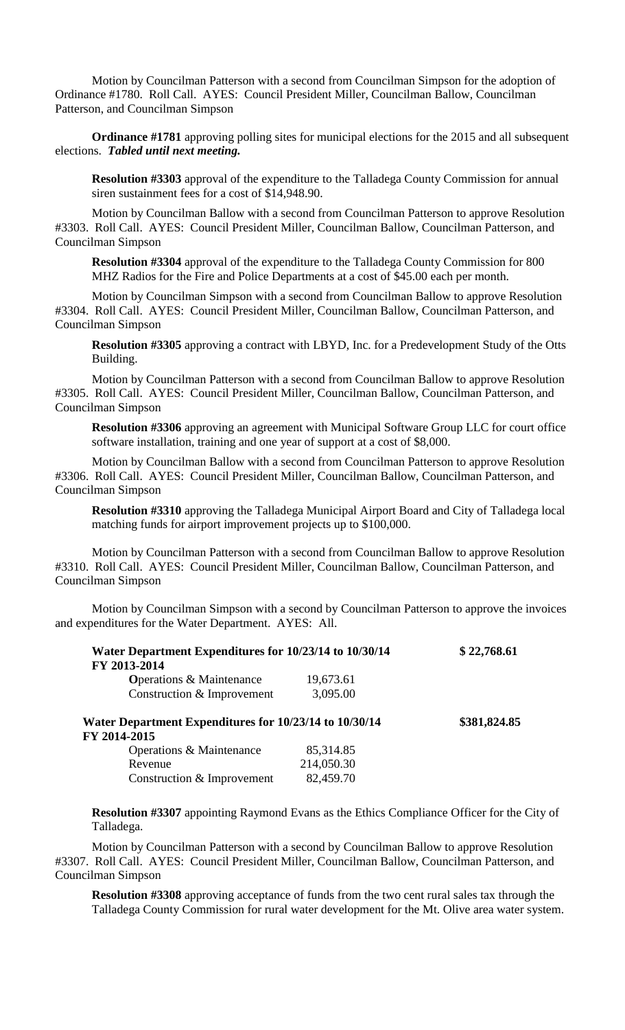Motion by Councilman Patterson with a second from Councilman Simpson for the adoption of Ordinance #1780. Roll Call. AYES: Council President Miller, Councilman Ballow, Councilman Patterson, and Councilman Simpson

**Ordinance #1781** approving polling sites for municipal elections for the 2015 and all subsequent elections. ***Tabled until next meeting.***

**Resolution #3303** approval of the expenditure to the Talladega County Commission for annual siren sustainment fees for a cost of $14,948.90.

Motion by Councilman Ballow with a second from Councilman Patterson to approve Resolution #3303. Roll Call. AYES: Council President Miller, Councilman Ballow, Councilman Patterson, and Councilman Simpson

**Resolution #3304** approval of the expenditure to the Talladega County Commission for 800 MHZ Radios for the Fire and Police Departments at a cost of $45.00 each per month.

Motion by Councilman Simpson with a second from Councilman Ballow to approve Resolution #3304. Roll Call. AYES: Council President Miller, Councilman Ballow, Councilman Patterson, and Councilman Simpson

**Resolution #3305** approving a contract with LBYD, Inc. for a Predevelopment Study of the Otts Building.

Motion by Councilman Patterson with a second from Councilman Ballow to approve Resolution #3305. Roll Call. AYES: Council President Miller, Councilman Ballow, Councilman Patterson, and Councilman Simpson

**Resolution #3306** approving an agreement with Municipal Software Group LLC for court office software installation, training and one year of support at a cost of $8,000.

Motion by Councilman Ballow with a second from Councilman Patterson to approve Resolution #3306. Roll Call. AYES: Council President Miller, Councilman Ballow, Councilman Patterson, and Councilman Simpson

**Resolution #3310** approving the Talladega Municipal Airport Board and City of Talladega local matching funds for airport improvement projects up to $100,000.

Motion by Councilman Patterson with a second from Councilman Ballow to approve Resolution #3310. Roll Call. AYES: Council President Miller, Councilman Ballow, Councilman Patterson, and Councilman Simpson

Motion by Councilman Simpson with a second by Councilman Patterson to approve the invoices and expenditures for the Water Department. AYES: All.

| **Water Department Expenditures for 10/23/14 to 10/30/14** | | **$ 22,768.61** |
|---|---|---|
| **FY 2013-2014** | | |
| Operations & Maintenance | 19,673.61 | |
| Construction & Improvement | 3,095.00 | |

| **Water Department Expenditures for 10/23/14 to 10/30/14** | | **$381,824.85** |
|---|---|---|
| **FY 2014-2015** | | |
| Operations & Maintenance | 85,314.85 | |
| Revenue | 214,050.30 | |
| Construction & Improvement | 82,459.70 | |

**Resolution #3307** appointing Raymond Evans as the Ethics Compliance Officer for the City of Talladega.

Motion by Councilman Patterson with a second by Councilman Ballow to approve Resolution #3307. Roll Call. AYES: Council President Miller, Councilman Ballow, Councilman Patterson, and Councilman Simpson

**Resolution #3308** approving acceptance of funds from the two cent rural sales tax through the Talladega County Commission for rural water development for the Mt. Olive area water system.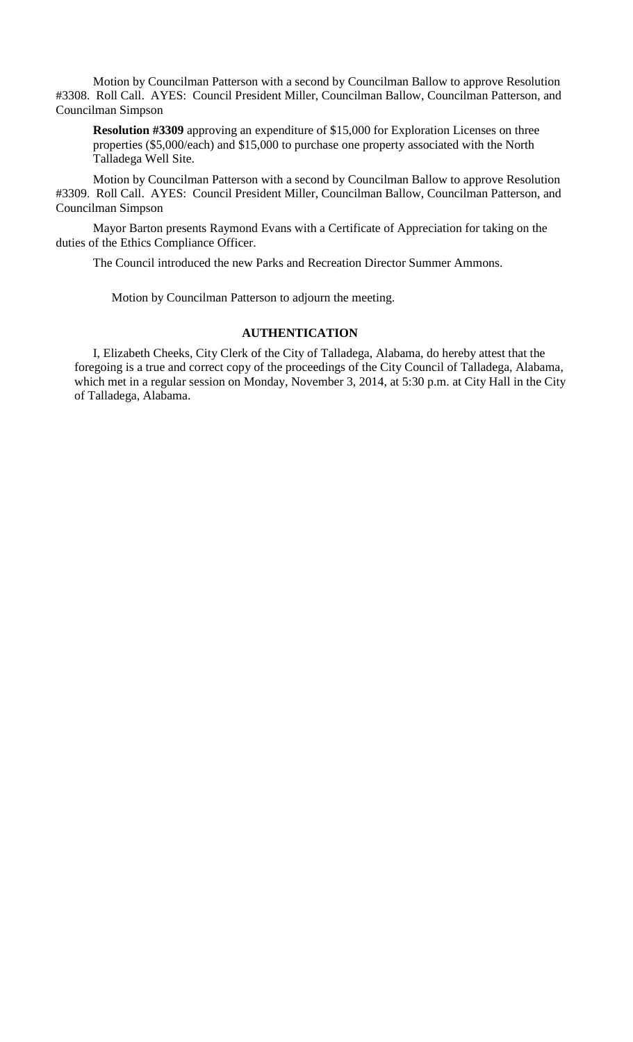Motion by Councilman Patterson with a second by Councilman Ballow to approve Resolution #3308. Roll Call. AYES: Council President Miller, Councilman Ballow, Councilman Patterson, and Councilman Simpson

**Resolution #3309** approving an expenditure of $15,000 for Exploration Licenses on three properties ($5,000/each) and $15,000 to purchase one property associated with the North Talladega Well Site.

Motion by Councilman Patterson with a second by Councilman Ballow to approve Resolution #3309. Roll Call. AYES: Council President Miller, Councilman Ballow, Councilman Patterson, and Councilman Simpson

Mayor Barton presents Raymond Evans with a Certificate of Appreciation for taking on the duties of the Ethics Compliance Officer.

The Council introduced the new Parks and Recreation Director Summer Ammons.

Motion by Councilman Patterson to adjourn the meeting.

## AUTHENTICATION

I, Elizabeth Cheeks, City Clerk of the City of Talladega, Alabama, do hereby attest that the foregoing is a true and correct copy of the proceedings of the City Council of Talladega, Alabama, which met in a regular session on Monday, November 3, 2014, at 5:30 p.m. at City Hall in the City of Talladega, Alabama.